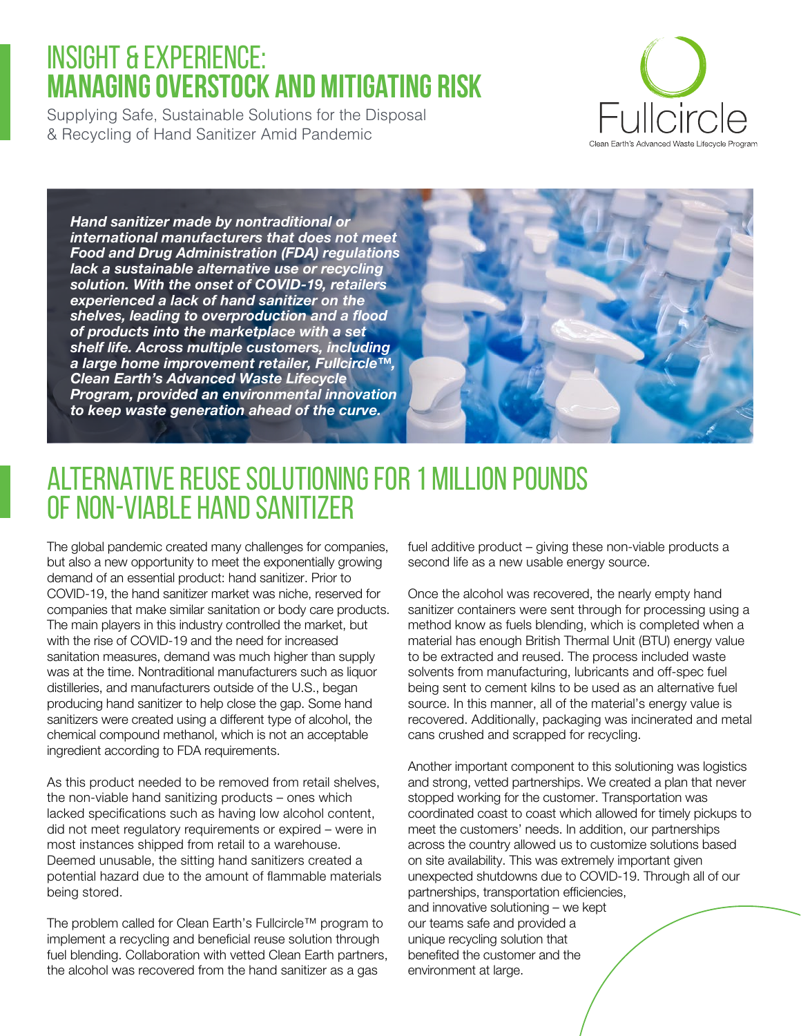# INSIGHT & EXPERIENCE: MANAGING OVERSTOCK AND MITIGATING RISK

Supplying Safe, Sustainable Solutions for the Disposal & Recycling of Hand Sanitizer Amid Pandemic

Fullcircle

Clean Earth's Advanced Waste Lifecycle Program

***Hand sanitizer made by nontraditional or international manufacturers that does not meet Food and Drug Administration (FDA) regulations lack a sustainable alternative use or recycling solution. With the onset of COVID-19, retailers experienced a lack of hand sanitizer on the shelves, leading to overproduction and a flood of products into the marketplace with a set shelf life. Across multiple customers, including a large home improvement retailer, Fullcircle™, Clean Earth's Advanced Waste Lifecycle Program, provided an environmental innovation to keep waste generation ahead of the curve.***

## ALTERNATIVE REUSE SOLUTIONING FOR 1 MILLION POUNDS OF NON-VIABLE HAND SANITIZER

The global pandemic created many challenges for companies, but also a new opportunity to meet the exponentially growing demand of an essential product: hand sanitizer. Prior to COVID-19, the hand sanitizer market was niche, reserved for companies that make similar sanitation or body care products. The main players in this industry controlled the market, but with the rise of COVID-19 and the need for increased sanitation measures, demand was much higher than supply was at the time. Nontraditional manufacturers such as liquor distilleries, and manufacturers outside of the U.S., began producing hand sanitizer to help close the gap. Some hand sanitizers were created using a different type of alcohol, the chemical compound methanol, which is not an acceptable ingredient according to FDA requirements.

As this product needed to be removed from retail shelves, the non-viable hand sanitizing products – ones which lacked specifications such as having low alcohol content, did not meet regulatory requirements or expired – were in most instances shipped from retail to a warehouse. Deemed unusable, the sitting hand sanitizers created a potential hazard due to the amount of flammable materials being stored.

The problem called for Clean Earth's Fullcircle™ program to implement a recycling and beneficial reuse solution through fuel blending. Collaboration with vetted Clean Earth partners, the alcohol was recovered from the hand sanitizer as a gas fuel additive product – giving these non-viable products a second life as a new usable energy source.

Once the alcohol was recovered, the nearly empty hand sanitizer containers were sent through for processing using a method know as fuels blending, which is completed when a material has enough British Thermal Unit (BTU) energy value to be extracted and reused. The process included waste solvents from manufacturing, lubricants and off-spec fuel being sent to cement kilns to be used as an alternative fuel source. In this manner, all of the material's energy value is recovered. Additionally, packaging was incinerated and metal cans crushed and scrapped for recycling.

Another important component to this solutioning was logistics and strong, vetted partnerships. We created a plan that never stopped working for the customer. Transportation was coordinated coast to coast which allowed for timely pickups to meet the customers' needs. In addition, our partnerships across the country allowed us to customize solutions based on site availability. This was extremely important given unexpected shutdowns due to COVID-19. Through all of our partnerships, transportation efficiencies, and innovative solutioning – we kept our teams safe and provided a unique recycling solution that benefited the customer and the environment at large.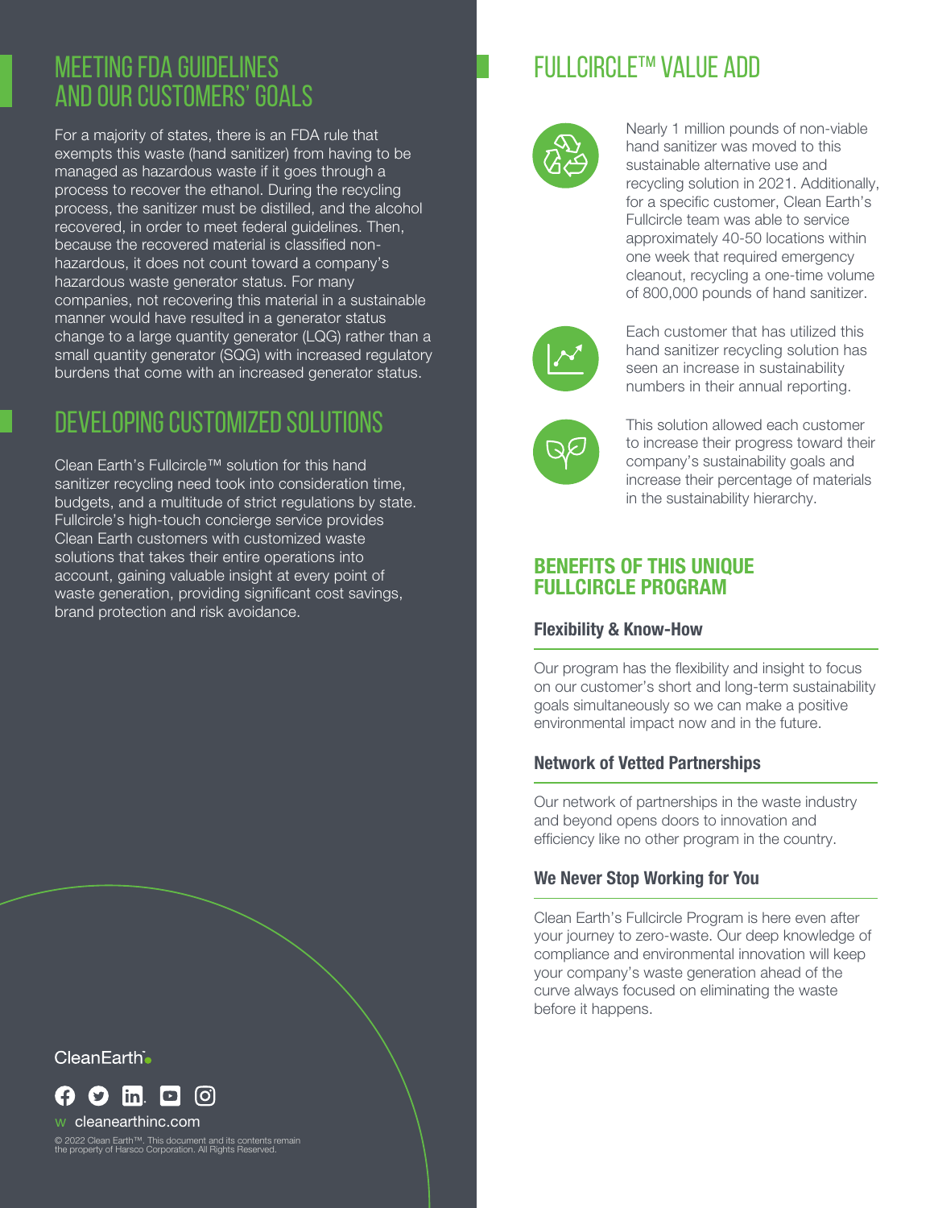## MEETING FDA GUIDELINES AND OUR CUSTOMERS' GOALS

For a majority of states, there is an FDA rule that exempts this waste (hand sanitizer) from having to be managed as hazardous waste if it goes through a process to recover the ethanol. During the recycling process, the sanitizer must be distilled, and the alcohol recovered, in order to meet federal guidelines. Then, because the recovered material is classified non-hazardous, it does not count toward a company's hazardous waste generator status. For many companies, not recovering this material in a sustainable manner would have resulted in a generator status change to a large quantity generator (LQG) rather than a small quantity generator (SQG) with increased regulatory burdens that come with an increased generator status.

## DEVELOPING CUSTOMIZED SOLUTIONS

Clean Earth's Fullcircle™ solution for this hand sanitizer recycling need took into consideration time, budgets, and a multitude of strict regulations by state. Fullcircle's high-touch concierge service provides Clean Earth customers with customized waste solutions that takes their entire operations into account, gaining valuable insight at every point of waste generation, providing significant cost savings, brand protection and risk avoidance.

## FULLCIRCLE™ VALUE ADD

Nearly 1 million pounds of non-viable hand sanitizer was moved to this sustainable alternative use and recycling solution in 2021. Additionally, for a specific customer, Clean Earth's Fullcircle team was able to service approximately 40-50 locations within one week that required emergency cleanout, recycling a one-time volume of 800,000 pounds of hand sanitizer.

Each customer that has utilized this hand sanitizer recycling solution has seen an increase in sustainability numbers in their annual reporting.

This solution allowed each customer to increase their progress toward their company's sustainability goals and increase their percentage of materials in the sustainability hierarchy.

### BENEFITS OF THIS UNIQUE FULLCIRCLE PROGRAM

#### Flexibility & Know-How

Our program has the flexibility and insight to focus on our customer's short and long-term sustainability goals simultaneously so we can make a positive environmental impact now and in the future.

#### Network of Vetted Partnerships

Our network of partnerships in the waste industry and beyond opens doors to innovation and efficiency like no other program in the country.

#### We Never Stop Working for You

Clean Earth's Fullcircle Program is here even after your journey to zero-waste. Our deep knowledge of compliance and environmental innovation will keep your company's waste generation ahead of the curve always focused on eliminating the waste before it happens.

CleanEarth

w cleanearthinc.com

© 2022 Clean Earth™. This document and its contents remain the property of Harsco Corporation. All Rights Reserved.